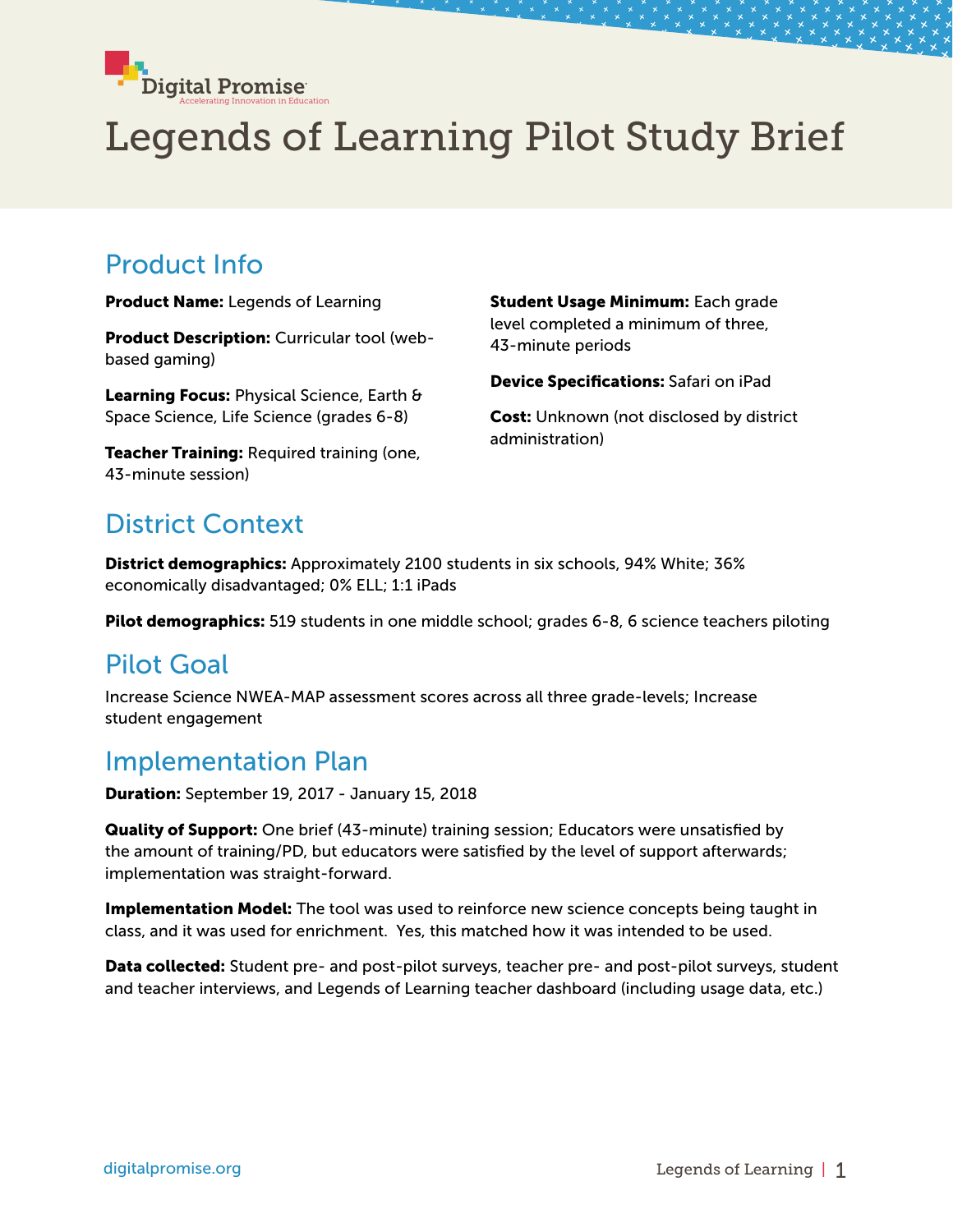Digital Promise
Accelerating Innovation in Education

# Legends of Learning Pilot Study Brief

## Product Info

**Product Name:** Legends of Learning

**Product Description:** Curricular tool (web-based gaming)

**Learning Focus:** Physical Science, Earth & Space Science, Life Science (grades 6-8)

**Teacher Training:** Required training (one, 43-minute session)

**Student Usage Minimum:** Each grade level completed a minimum of three, 43-minute periods

**Device Specifications:** Safari on iPad

**Cost:** Unknown (not disclosed by district administration)

## District Context

**District demographics:** Approximately 2100 students in six schools, 94% White; 36% economically disadvantaged; 0% ELL; 1:1 iPads

**Pilot demographics:** 519 students in one middle school; grades 6-8, 6 science teachers piloting

## Pilot Goal

Increase Science NWEA-MAP assessment scores across all three grade-levels; Increase student engagement

## Implementation Plan

**Duration:** September 19, 2017 - January 15, 2018

**Quality of Support:** One brief (43-minute) training session; Educators were unsatisfied by the amount of training/PD, but educators were satisfied by the level of support afterwards; implementation was straight-forward.

**Implementation Model:** The tool was used to reinforce new science concepts being taught in class, and it was used for enrichment. Yes, this matched how it was intended to be used.

**Data collected:** Student pre- and post-pilot surveys, teacher pre- and post-pilot surveys, student and teacher interviews, and Legends of Learning teacher dashboard (including usage data, etc.)

digitalpromise.org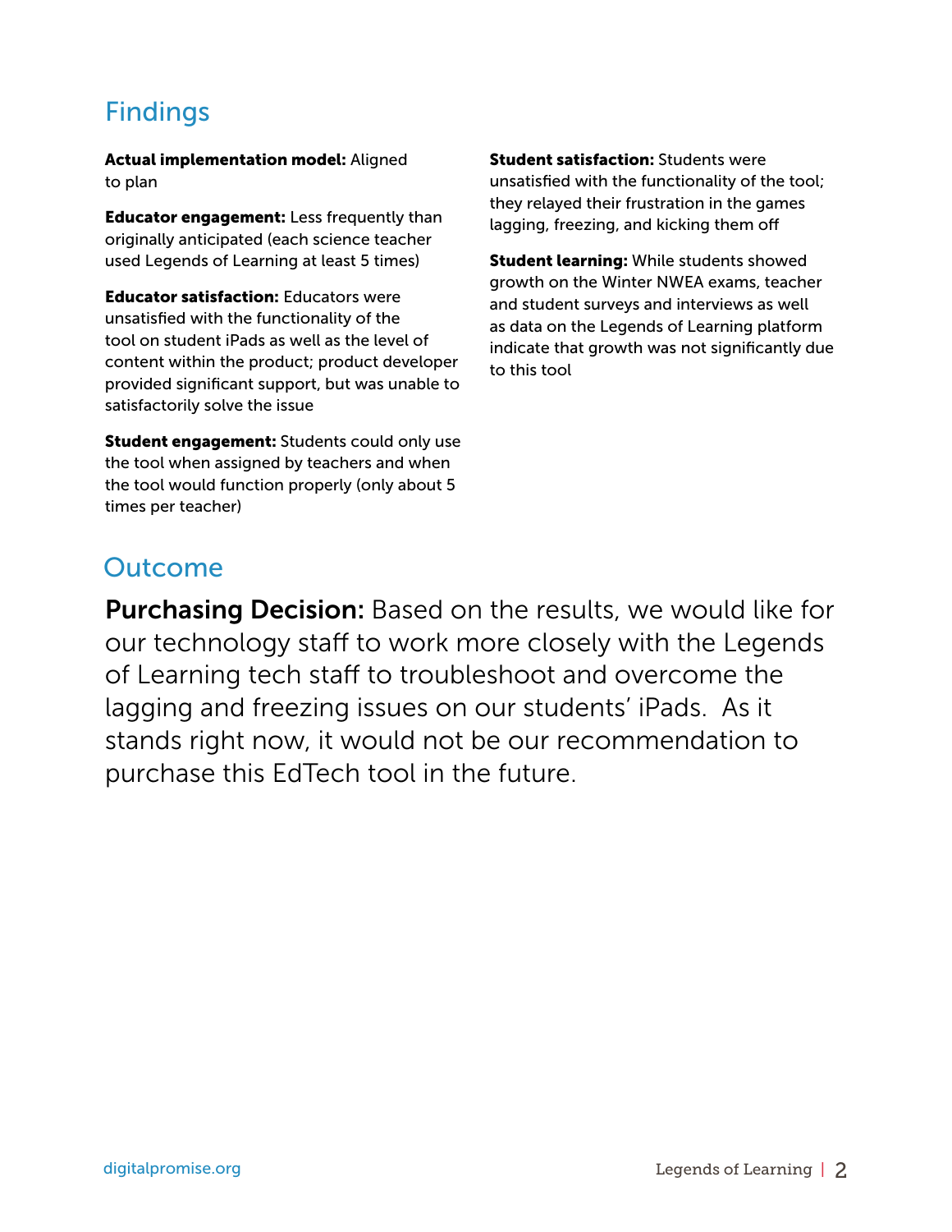## Findings

**Actual implementation model:** Aligned to plan

**Educator engagement:** Less frequently than originally anticipated (each science teacher used Legends of Learning at least 5 times)

**Educator satisfaction:** Educators were unsatisfied with the functionality of the tool on student iPads as well as the level of content within the product; product developer provided significant support, but was unable to satisfactorily solve the issue

**Student engagement:** Students could only use the tool when assigned by teachers and when the tool would function properly (only about 5 times per teacher)

**Student satisfaction:** Students were unsatisfied with the functionality of the tool; they relayed their frustration in the games lagging, freezing, and kicking them off

**Student learning:** While students showed growth on the Winter NWEA exams, teacher and student surveys and interviews as well as data on the Legends of Learning platform indicate that growth was not significantly due to this tool

## Outcome

**Purchasing Decision:** Based on the results, we would like for our technology staff to work more closely with the Legends of Learning tech staff to troubleshoot and overcome the lagging and freezing issues on our students' iPads. As it stands right now, it would not be our recommendation to purchase this EdTech tool in the future.